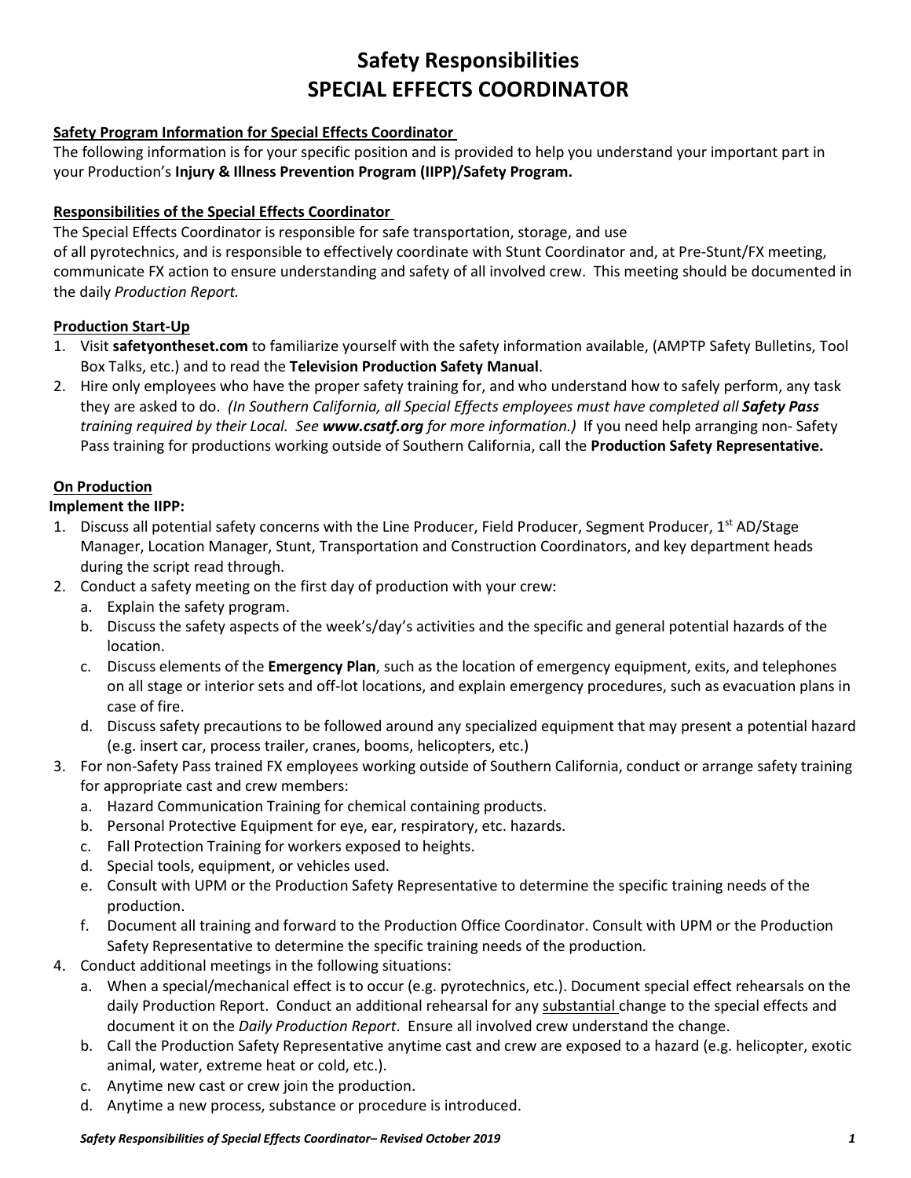# Safety Responsibilities
# SPECIAL EFFECTS COORDINATOR

### Safety Program Information for Special Effects Coordinator

The following information is for your specific position and is provided to help you understand your important part in your Production's **Injury & Illness Prevention Program (IIPP)/Safety Program.**

### Responsibilities of the Special Effects Coordinator

The Special Effects Coordinator is responsible for safe transportation, storage, and use of all pyrotechnics, and is responsible to effectively coordinate with Stunt Coordinator and, at Pre-Stunt/FX meeting, communicate FX action to ensure understanding and safety of all involved crew. This meeting should be documented in the daily *Production Report.*

### Production Start-Up

1. Visit **safetyontheset.com** to familiarize yourself with the safety information available, (AMPTP Safety Bulletins, Tool Box Talks, etc.) and to read the **Television Production Safety Manual**.
2. Hire only employees who have the proper safety training for, and who understand how to safely perform, any task they are asked to do. *(In Southern California, all Special Effects employees must have completed all **Safety Pass** training required by their Local. See **www.csatf.org** for more information.)* If you need help arranging non- Safety Pass training for productions working outside of Southern California, call the **Production Safety Representative.**

### On Production

**Implement the IIPP:**

1. Discuss all potential safety concerns with the Line Producer, Field Producer, Segment Producer, 1st AD/Stage Manager, Location Manager, Stunt, Transportation and Construction Coordinators, and key department heads during the script read through.
2. Conduct a safety meeting on the first day of production with your crew:
   a. Explain the safety program.
   b. Discuss the safety aspects of the week's/day's activities and the specific and general potential hazards of the location.
   c. Discuss elements of the **Emergency Plan**, such as the location of emergency equipment, exits, and telephones on all stage or interior sets and off-lot locations, and explain emergency procedures, such as evacuation plans in case of fire.
   d. Discuss safety precautions to be followed around any specialized equipment that may present a potential hazard (e.g. insert car, process trailer, cranes, booms, helicopters, etc.)
3. For non-Safety Pass trained FX employees working outside of Southern California, conduct or arrange safety training for appropriate cast and crew members:
   a. Hazard Communication Training for chemical containing products.
   b. Personal Protective Equipment for eye, ear, respiratory, etc. hazards.
   c. Fall Protection Training for workers exposed to heights.
   d. Special tools, equipment, or vehicles used.
   e. Consult with UPM or the Production Safety Representative to determine the specific training needs of the production.
   f. Document all training and forward to the Production Office Coordinator. Consult with UPM or the Production Safety Representative to determine the specific training needs of the production.
4. Conduct additional meetings in the following situations:
   a. When a special/mechanical effect is to occur (e.g. pyrotechnics, etc.). Document special effect rehearsals on the daily Production Report. Conduct an additional rehearsal for any substantial change to the special effects and document it on the *Daily Production Report*. Ensure all involved crew understand the change.
   b. Call the Production Safety Representative anytime cast and crew are exposed to a hazard (e.g. helicopter, exotic animal, water, extreme heat or cold, etc.).
   c. Anytime new cast or crew join the production.
   d. Anytime a new process, substance or procedure is introduced.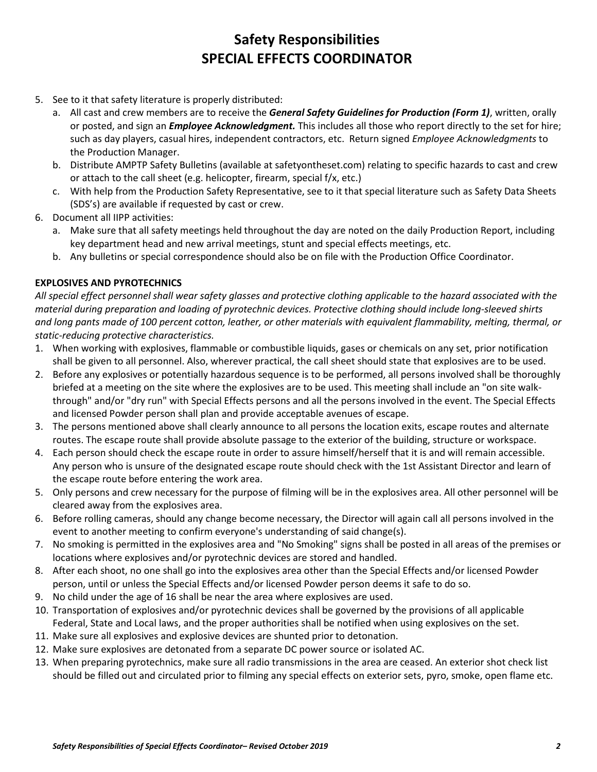# Safety Responsibilities
# SPECIAL EFFECTS COORDINATOR

5. See to it that safety literature is properly distributed:
   a. All cast and crew members are to receive the ***General Safety Guidelines for Production (Form 1)***, written, orally or posted, and sign an ***Employee Acknowledgment.*** This includes all those who report directly to the set for hire; such as day players, casual hires, independent contractors, etc. Return signed *Employee Acknowledgments* to the Production Manager.
   b. Distribute AMPTP Safety Bulletins (available at safetyontheset.com) relating to specific hazards to cast and crew or attach to the call sheet (e.g. helicopter, firearm, special f/x, etc.)
   c. With help from the Production Safety Representative, see to it that special literature such as Safety Data Sheets (SDS's) are available if requested by cast or crew.
6. Document all IIPP activities:
   a. Make sure that all safety meetings held throughout the day are noted on the daily Production Report, including key department head and new arrival meetings, stunt and special effects meetings, etc.
   b. Any bulletins or special correspondence should also be on file with the Production Office Coordinator.

**EXPLOSIVES AND PYROTECHNICS**

*All special effect personnel shall wear safety glasses and protective clothing applicable to the hazard associated with the material during preparation and loading of pyrotechnic devices. Protective clothing should include long-sleeved shirts and long pants made of 100 percent cotton, leather, or other materials with equivalent flammability, melting, thermal, or static-reducing protective characteristics.*

1. When working with explosives, flammable or combustible liquids, gases or chemicals on any set, prior notification shall be given to all personnel. Also, wherever practical, the call sheet should state that explosives are to be used.
2. Before any explosives or potentially hazardous sequence is to be performed, all persons involved shall be thoroughly briefed at a meeting on the site where the explosives are to be used. This meeting shall include an "on site walk-through" and/or "dry run" with Special Effects persons and all the persons involved in the event. The Special Effects and licensed Powder person shall plan and provide acceptable avenues of escape.
3. The persons mentioned above shall clearly announce to all persons the location exits, escape routes and alternate routes. The escape route shall provide absolute passage to the exterior of the building, structure or workspace.
4. Each person should check the escape route in order to assure himself/herself that it is and will remain accessible. Any person who is unsure of the designated escape route should check with the 1st Assistant Director and learn of the escape route before entering the work area.
5. Only persons and crew necessary for the purpose of filming will be in the explosives area. All other personnel will be cleared away from the explosives area.
6. Before rolling cameras, should any change become necessary, the Director will again call all persons involved in the event to another meeting to confirm everyone's understanding of said change(s).
7. No smoking is permitted in the explosives area and "No Smoking" signs shall be posted in all areas of the premises or locations where explosives and/or pyrotechnic devices are stored and handled.
8. After each shoot, no one shall go into the explosives area other than the Special Effects and/or licensed Powder person, until or unless the Special Effects and/or licensed Powder person deems it safe to do so.
9. No child under the age of 16 shall be near the area where explosives are used.
10. Transportation of explosives and/or pyrotechnic devices shall be governed by the provisions of all applicable Federal, State and Local laws, and the proper authorities shall be notified when using explosives on the set.
11. Make sure all explosives and explosive devices are shunted prior to detonation.
12. Make sure explosives are detonated from a separate DC power source or isolated AC.
13. When preparing pyrotechnics, make sure all radio transmissions in the area are ceased. An exterior shot check list should be filled out and circulated prior to filming any special effects on exterior sets, pyro, smoke, open flame etc.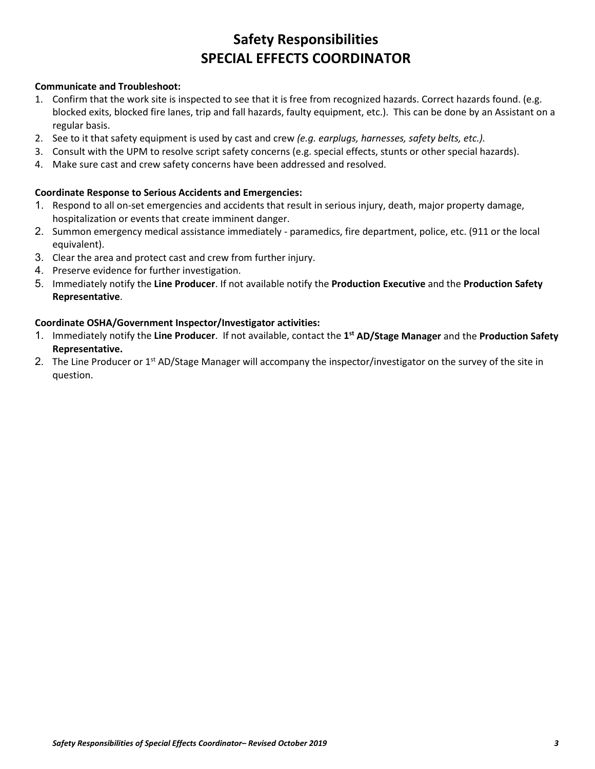# Safety Responsibilities
# SPECIAL EFFECTS COORDINATOR

**Communicate and Troubleshoot:**

1. Confirm that the work site is inspected to see that it is free from recognized hazards. Correct hazards found. (e.g. blocked exits, blocked fire lanes, trip and fall hazards, faulty equipment, etc.). This can be done by an Assistant on a regular basis.
2. See to it that safety equipment is used by cast and crew *(e.g. earplugs, harnesses, safety belts, etc.)*.
3. Consult with the UPM to resolve script safety concerns (e.g. special effects, stunts or other special hazards).
4. Make sure cast and crew safety concerns have been addressed and resolved.

**Coordinate Response to Serious Accidents and Emergencies:**

1. Respond to all on-set emergencies and accidents that result in serious injury, death, major property damage, hospitalization or events that create imminent danger.
2. Summon emergency medical assistance immediately - paramedics, fire department, police, etc. (911 or the local equivalent).
3. Clear the area and protect cast and crew from further injury.
4. Preserve evidence for further investigation.
5. Immediately notify the **Line Producer**. If not available notify the **Production Executive** and the **Production Safety Representative**.

**Coordinate OSHA/Government Inspector/Investigator activities:**

1. Immediately notify the **Line Producer**. If not available, contact the **1st AD/Stage Manager** and the **Production Safety Representative.**
2. The Line Producer or 1st AD/Stage Manager will accompany the inspector/investigator on the survey of the site in question.